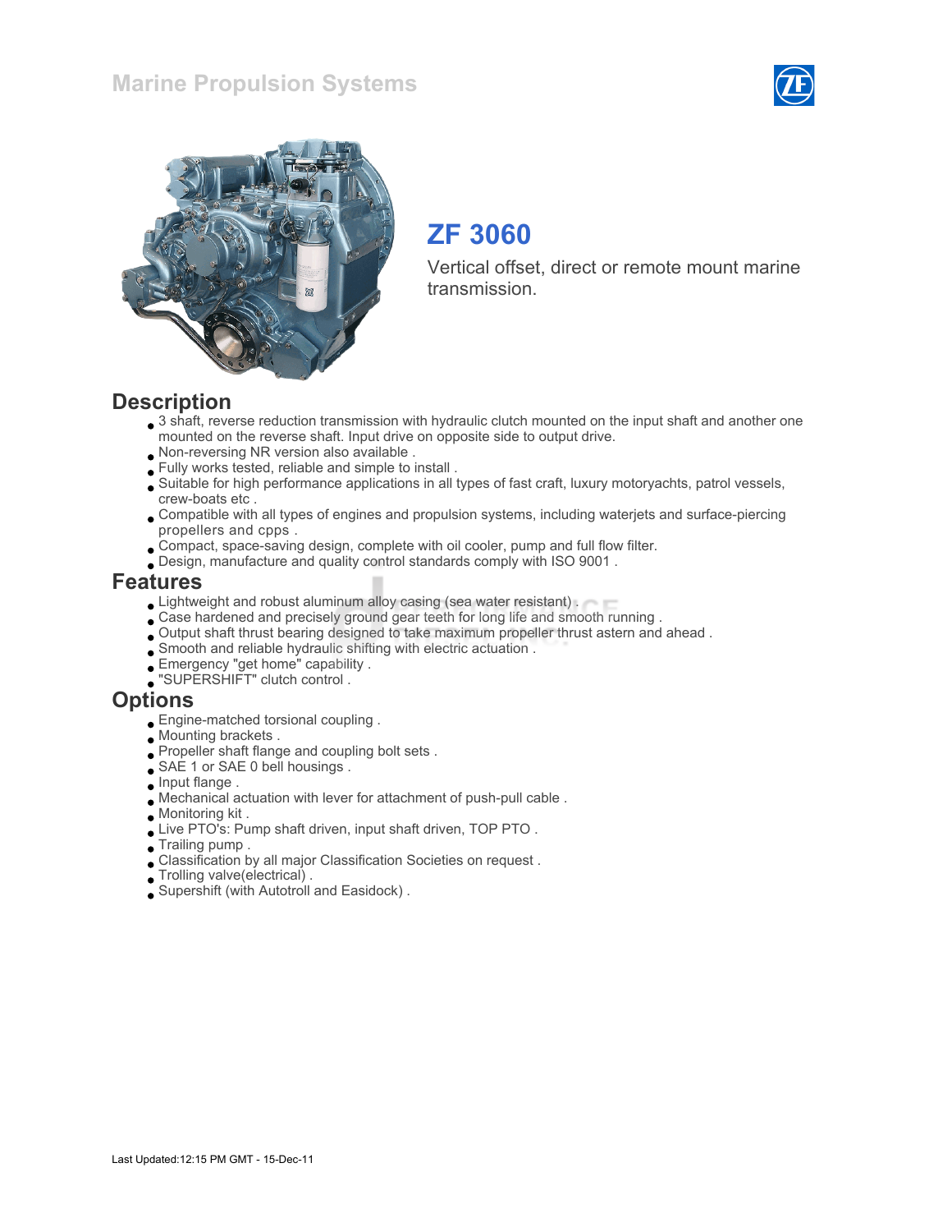# Marine Propulsion Systems

## ZF 3060

Vertical offset, direct or remote mount marine transmission.

## Description

- 3 shaft, reverse reduction transmission with hydraulic clutch mounted on the input shaft and another one mounted on the reverse shaft. Input drive on opposite side to output drive.
- Non-reversing NR version also available .
- Fully works tested, reliable and simple to install .
- Suitable for high performance applications in all types of fast craft, luxury motoryachts, patrol vessels, crew-boats etc .
- Compatible with all types of engines and propulsion systems, including waterjets and surface-piercing propellers and cpps .
- Compact, space-saving design, complete with oil cooler, pump and full flow filter.
- Design, manufacture and quality control standards comply with ISO 9001 .

## Features

- Lightweight and robust aluminum alloy casing (sea water resistant) .
- Case hardened and precisely ground gear teeth for long life and smooth running .
- Output shaft thrust bearing designed to take maximum propeller thrust astern and ahead .
- Smooth and reliable hydraulic shifting with electric actuation .
- Emergency "get home" capability .
- "SUPERSHIFT" clutch control .

## Options

- Engine-matched torsional coupling .
- Mounting brackets .
- Propeller shaft flange and coupling bolt sets .
- SAE 1 or SAE 0 bell housings .
- Input flange .
- Mechanical actuation with lever for attachment of push-pull cable .
- Monitoring kit .
- Live PTO's: Pump shaft driven, input shaft driven, TOP PTO .
- Trailing pump .
- Classification by all major Classification Societies on request .
- Trolling valve(electrical) .
- Supershift (with Autotroll and Easidock) .

Last Updated:12:15 PM GMT - 15-Dec-11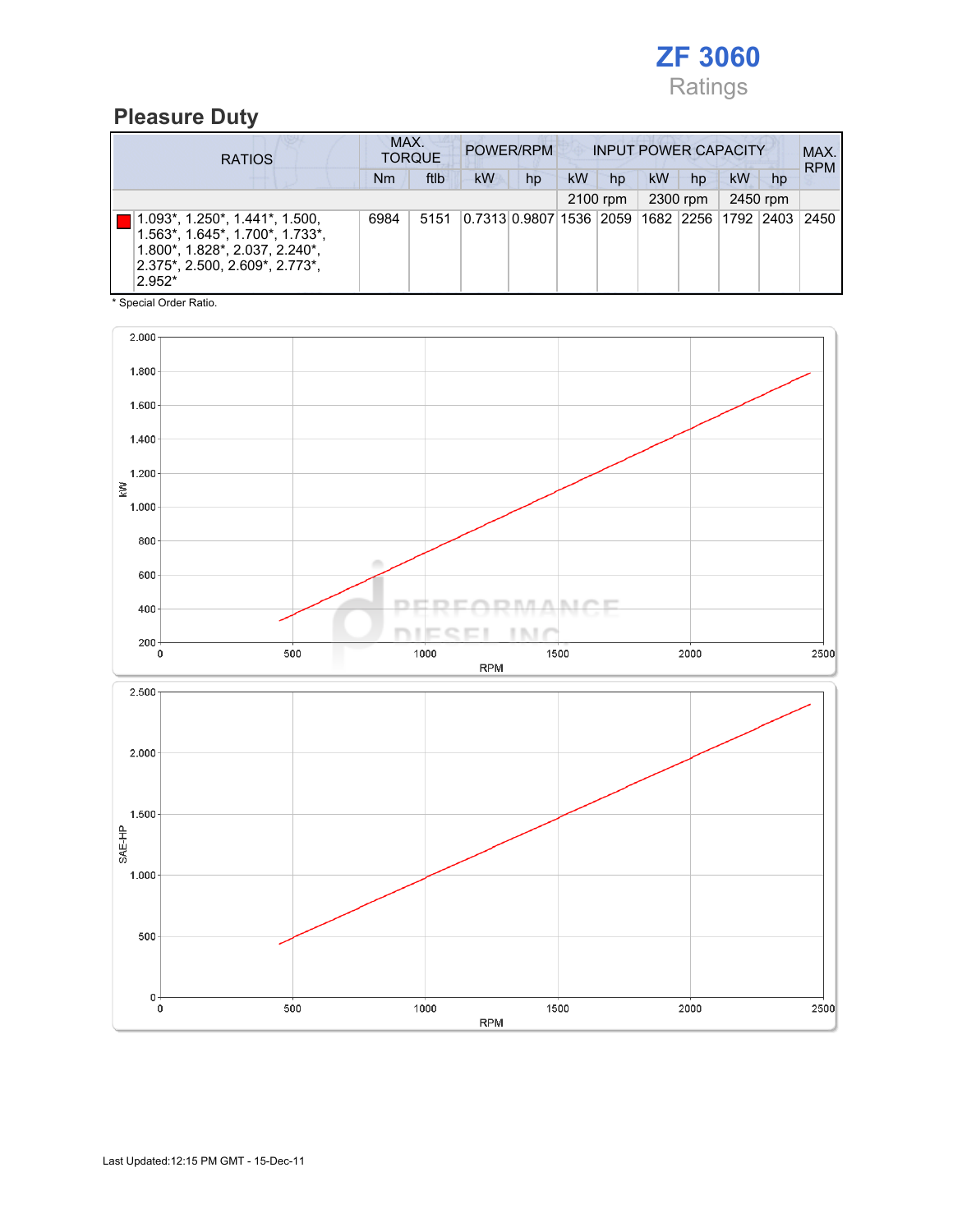# ZF 3060

Ratings

## Pleasure Duty

| RATIOS | MAX. TORQUE | | POWER/RPM | | INPUT POWER CAPACITY | | | | | | MAX. RPM |
|---|---|---|---|---|---|---|---|---|---|---|---|
| | Nm | ftlb | kW | hp | kW | hp | kW | hp | kW | hp | |
| | | | | | 2100 rpm | | 2300 rpm | | 2450 rpm | | |
| 1.093*, 1.250*, 1.441*, 1.500, 1.563*, 1.645*, 1.700*, 1.733*, 1.800*, 1.828*, 2.037, 2.240*, 2.375*, 2.500, 2.609*, 2.773*, 2.952* | 6984 | 5151 | 0.7313 | 0.9807 | 1536 | 2059 | 1682 | 2256 | 1792 | 2403 | 2450 |

\* Special Order Ratio.

Last Updated:12:15 PM GMT - 15-Dec-11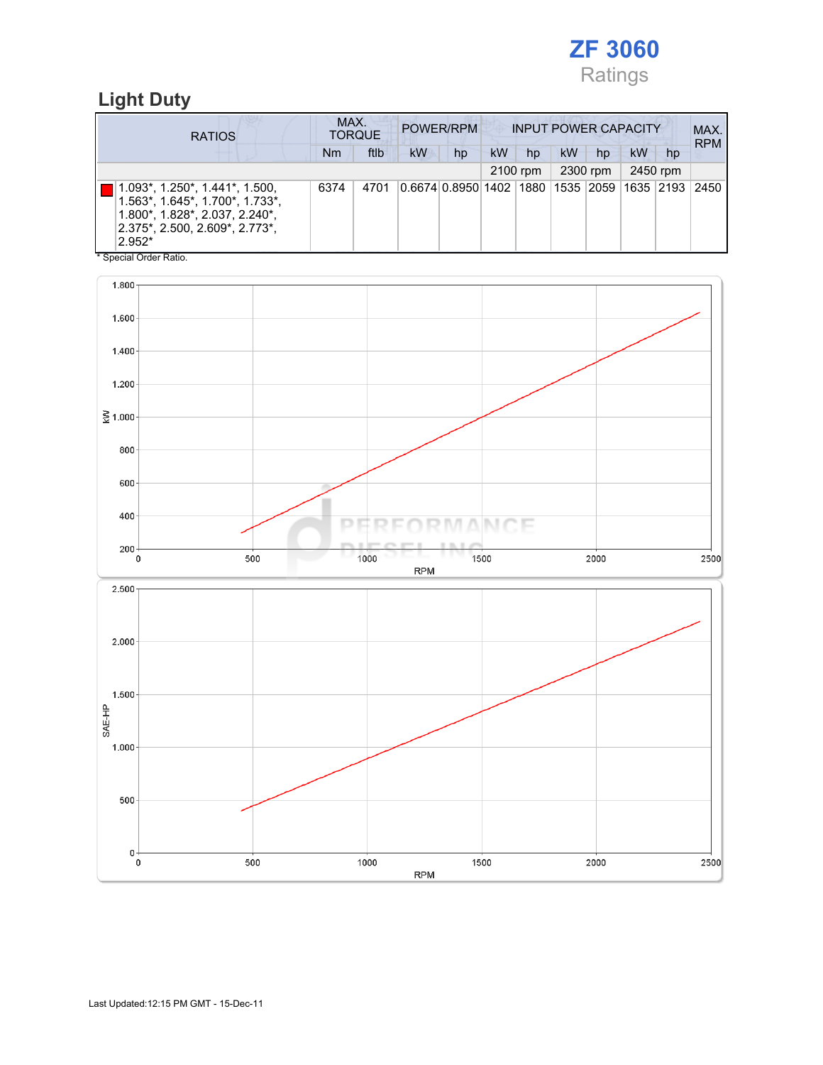# ZF 3060
Ratings

## Light Duty

| RATIOS | MAX. TORQUE | | POWER/RPM | | INPUT POWER CAPACITY | | | | | | MAX. RPM |
|---|---|---|---|---|---|---|---|---|---|---|---|
| | Nm | ftlb | kW | hp | kW | hp | kW | hp | kW | hp | |
| | | | | | 2100 rpm | | 2300 rpm | | 2450 rpm | | |
| 1.093*, 1.250*, 1.441*, 1.500, 1.563*, 1.645*, 1.700*, 1.733*, 1.800*, 1.828*, 2.037, 2.240*, 2.375*, 2.500, 2.609*, 2.773*, 2.952* | 6374 | 4701 | 0.6674 | 0.8950 | 1402 | 1880 | 1535 | 2059 | 1635 | 2193 | 2450 |

* Special Order Ratio.

Last Updated:12:15 PM GMT - 15-Dec-11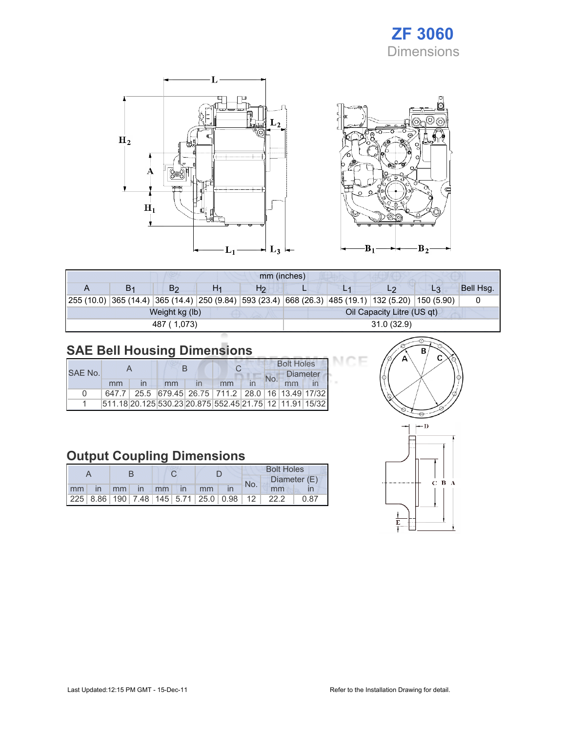# ZF 3060
Dimensions

| mm (inches) | | | | | | | | | |
|---|---|---|---|---|---|---|---|---|---|
| A | $B_1$ | $B_2$ | $H_1$ | $H_2$ | L | $L_1$ | $L_2$ | $L_3$ | Bell Hsg. |
| 255 (10.0) | 365 (14.4) | 365 (14.4) | 250 (9.84) | 593 (23.4) | 668 (26.3) | 485 (19.1) | 132 (5.20) | 150 (5.90) | 0 |
| Weight kg (lb) | | | | | Oil Capacity Litre (US qt) | | | | |
| 487 ( 1,073) | | | | | 31.0 (32.9) | | | | |

## SAE Bell Housing Dimensions

| SAE No. | A | | B | | C | | Bolt Holes | | |
|---|---|---|---|---|---|---|---|---|---|
| | | | | | | | No. | Diameter | |
| | mm | in | mm | in | mm | in | | mm | in |
| 0 | 647.7 | 25.5 | 679.45 | 26.75 | 711.2 | 28.0 | 16 | 13.49 | 17/32 |
| 1 | 511.18 | 20.125 | 530.23 | 20.875 | 552.45 | 21.75 | 12 | 11.91 | 15/32 |

## Output Coupling Dimensions

| A | | B | | C | | D | | Bolt Holes | | |
|---|---|---|---|---|---|---|---|---|---|---|
| | | | | | | | | No. | Diameter (E) | |
| mm | in | mm | in | mm | in | mm | in | | mm | in |
| 225 | 8.86 | 190 | 7.48 | 145 | 5.71 | 25.0 | 0.98 | 12 | 22.2 | 0.87 |

Last Updated:12:15 PM GMT - 15-Dec-11

Refer to the Installation Drawing for detail.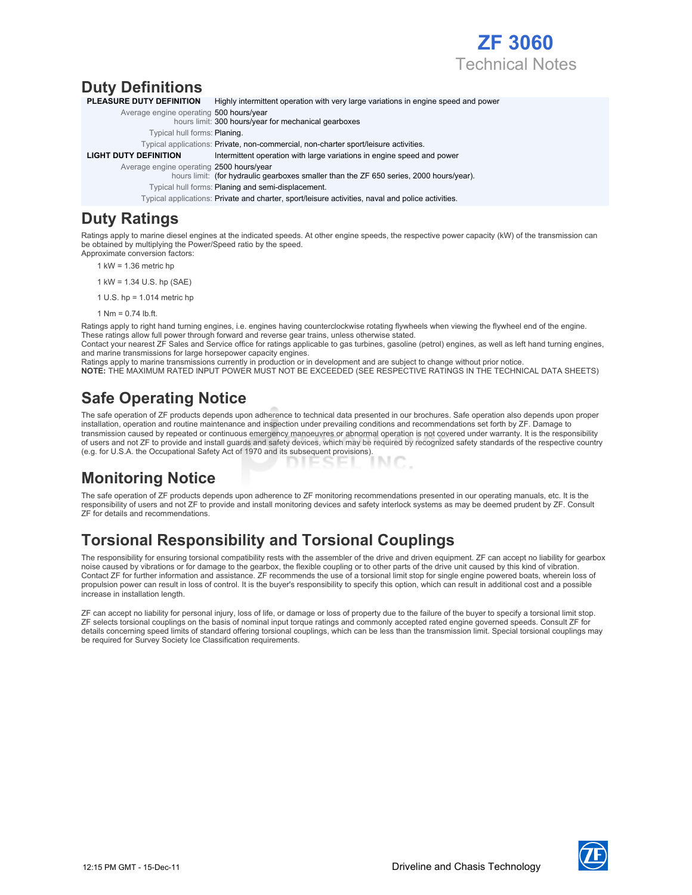# ZF 3060
Technical Notes

## Duty Definitions

| | |
|---|---|
| **PLEASURE DUTY DEFINITION** | Highly intermittent operation with very large variations in engine speed and power |
| Average engine operating hours limit: | 500 hours/year<br>300 hours/year for mechanical gearboxes |
| Typical hull forms: | Planing. |
| Typical applications: | Private, non-commercial, non-charter sport/leisure activities. |
| **LIGHT DUTY DEFINITION** | Intermittent operation with large variations in engine speed and power |
| Average engine operating hours limit: | 2500 hours/year<br>(for hydraulic gearboxes smaller than the ZF 650 series, 2000 hours/year). |
| Typical hull forms: | Planing and semi-displacement. |
| Typical applications: | Private and charter, sport/leisure activities, naval and police activities. |

## Duty Ratings

Ratings apply to marine diesel engines at the indicated speeds. At other engine speeds, the respective power capacity (kW) of the transmission can be obtained by multiplying the Power/Speed ratio by the speed.
Approximate conversion factors:

1 kW = 1.36 metric hp

1 kW = 1.34 U.S. hp (SAE)

1 U.S. hp = 1.014 metric hp

1 Nm = 0.74 lb.ft.

Ratings apply to right hand turning engines, i.e. engines having counterclockwise rotating flywheels when viewing the flyweel end of the engine.
These ratings allow full power through forward and reverse gear trains, unless otherwise stated.
Contact your nearest ZF Sales and Service office for ratings applicable to gas turbines, gasoline (petrol) engines, as well as left hand turning engines, and marine transmissions for large horsepower capacity engines.
Ratings apply to marine transmissions currently in production or in development and are subject to change without prior notice.
**NOTE:** THE MAXIMUM RATED INPUT POWER MUST NOT BE EXCEEDED (SEE RESPECTIVE RATINGS IN THE TECHNICAL DATA SHEETS)

## Safe Operating Notice

The safe operation of ZF products depends upon adherence to technical data presented in our brochures. Safe operation also depends upon proper installation, operation and routine maintenance and inspection under prevailing conditions and recommendations set forth by ZF. Damage to transmission caused by repeated or continuous emergency manoeuvres or abnormal operation is not covered under warranty. It is the responsibility of users and not ZF to provide and install guards and safety devices, which may be required by recognized safety standards of the respective country (e.g. for U.S.A. the Occupational Safety Act of 1970 and its subsequent provisions).

## Monitoring Notice

The safe operation of ZF products depends upon adherence to ZF monitoring recommendations presented in our operating manuals, etc. It is the responsibility of users and not ZF to provide and install monitoring devices and safety interlock systems as may be deemed prudent by ZF. Consult ZF for details and recommendations.

## Torsional Responsibility and Torsional Couplings

The responsibility for ensuring torsional compatibility rests with the assembler of the drive and driven equipment. ZF can accept no liability for gearbox noise caused by vibrations or for damage to the gearbox, the flexible coupling or to other parts of the drive unit caused by this kind of vibration. Contact ZF for further information and assistance. ZF recommends the use of a torsional limit stop for single engine powered boats, wherein loss of propulsion power can result in loss of control. It is the buyer's responsibility to specify this option, which can result in additional cost and a possible increase in installation length.

ZF can accept no liability for personal injury, loss of life, or damage or loss of property due to the failure of the buyer to specify a torsional limit stop. ZF selects torsional couplings on the basis of nominal input torque ratings and commonly accepted rated engine governed speeds. Consult ZF for details concerning speed limits of standard offering torsional couplings, which can be less than the transmission limit. Special torsional couplings may be required for Survey Society Ice Classification requirements.